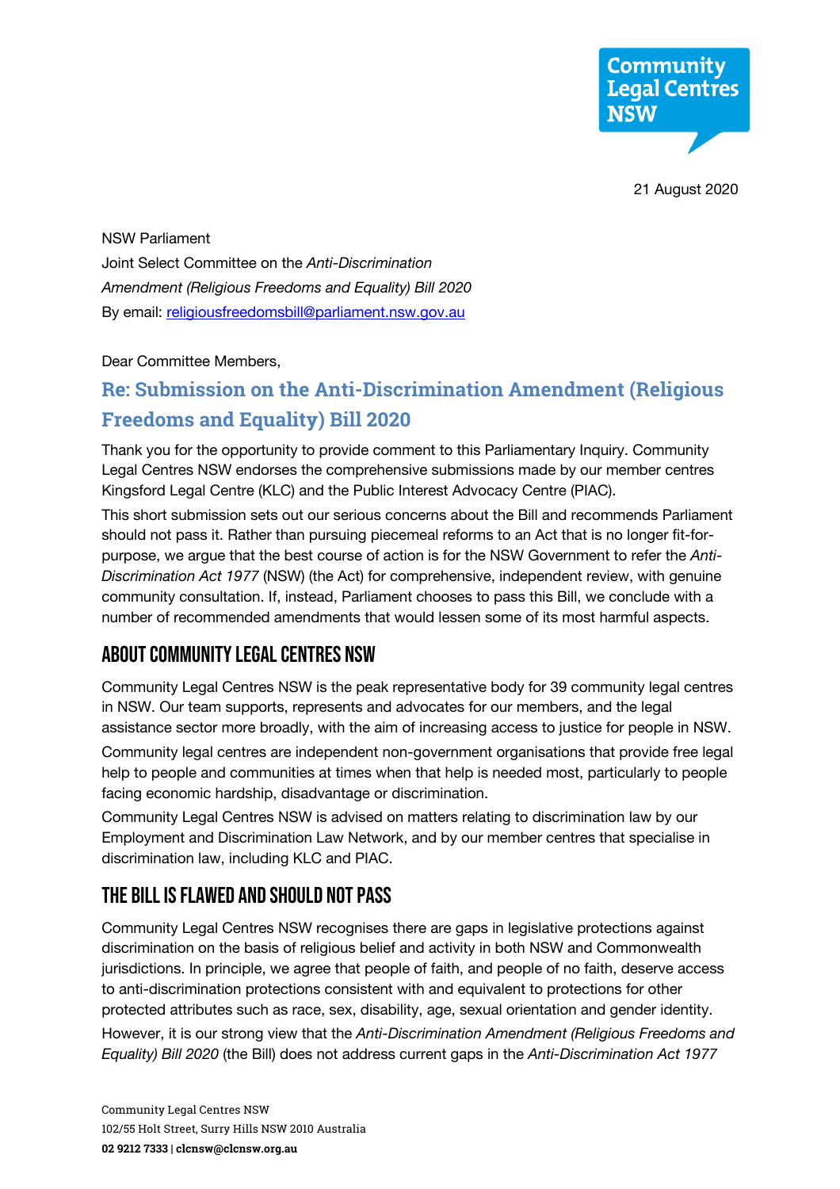Community Legal Centres NSW

21 August 2020

NSW Parliament
Joint Select Committee on the *Anti-Discrimination Amendment (Religious Freedoms and Equality) Bill 2020*
By email: [religiousfreedomsbill@parliament.nsw.gov.au](mailto:religiousfreedomsbill@parliament.nsw.gov.au)

Dear Committee Members,

## Re: Submission on the Anti-Discrimination Amendment (Religious Freedoms and Equality) Bill 2020

Thank you for the opportunity to provide comment to this Parliamentary Inquiry. Community Legal Centres NSW endorses the comprehensive submissions made by our member centres Kingsford Legal Centre (KLC) and the Public Interest Advocacy Centre (PIAC).

This short submission sets out our serious concerns about the Bill and recommends Parliament should not pass it. Rather than pursuing piecemeal reforms to an Act that is no longer fit-for-purpose, we argue that the best course of action is for the NSW Government to refer the *Anti-Discrimination Act 1977* (NSW) (the Act) for comprehensive, independent review, with genuine community consultation. If, instead, Parliament chooses to pass this Bill, we conclude with a number of recommended amendments that would lessen some of its most harmful aspects.

## About Community Legal Centres NSW

Community Legal Centres NSW is the peak representative body for 39 community legal centres in NSW. Our team supports, represents and advocates for our members, and the legal assistance sector more broadly, with the aim of increasing access to justice for people in NSW.

Community legal centres are independent non-government organisations that provide free legal help to people and communities at times when that help is needed most, particularly to people facing economic hardship, disadvantage or discrimination.

Community Legal Centres NSW is advised on matters relating to discrimination law by our Employment and Discrimination Law Network, and by our member centres that specialise in discrimination law, including KLC and PIAC.

## The Bill is flawed and should not pass

Community Legal Centres NSW recognises there are gaps in legislative protections against discrimination on the basis of religious belief and activity in both NSW and Commonwealth jurisdictions. In principle, we agree that people of faith, and people of no faith, deserve access to anti-discrimination protections consistent with and equivalent to protections for other protected attributes such as race, sex, disability, age, sexual orientation and gender identity.

However, it is our strong view that the *Anti-Discrimination Amendment (Religious Freedoms and Equality) Bill 2020* (the Bill) does not address current gaps in the *Anti-Discrimination Act 1977*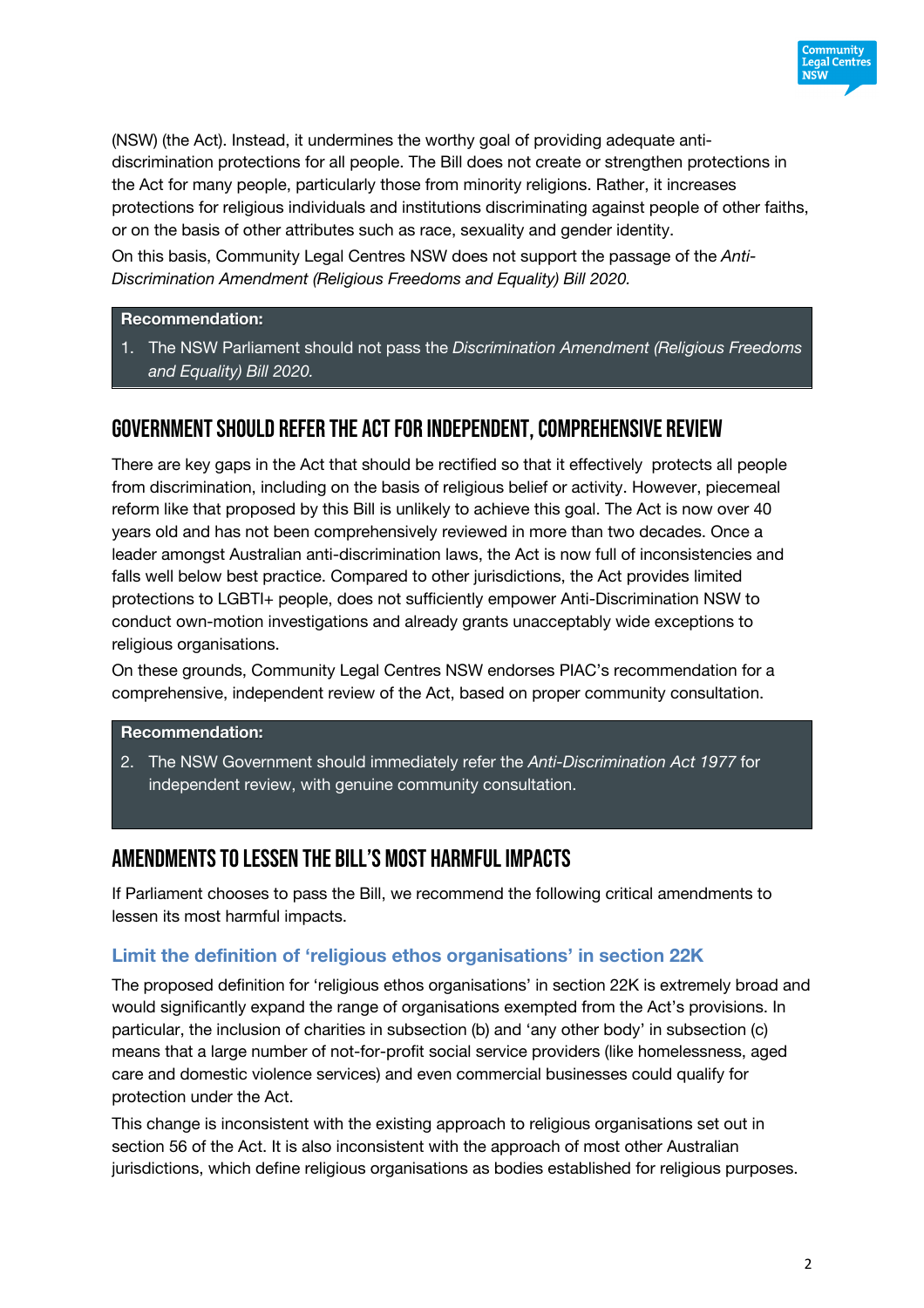(NSW) (the Act). Instead, it undermines the worthy goal of providing adequate anti-discrimination protections for all people. The Bill does not create or strengthen protections in the Act for many people, particularly those from minority religions. Rather, it increases protections for religious individuals and institutions discriminating against people of other faiths, or on the basis of other attributes such as race, sexuality and gender identity.

On this basis, Community Legal Centres NSW does not support the passage of the *Anti-Discrimination Amendment (Religious Freedoms and Equality) Bill 2020*.

> **Recommendation:**
>
> 1. The NSW Parliament should not pass the *Discrimination Amendment (Religious Freedoms and Equality) Bill 2020*.

## Government should refer the Act for independent, comprehensive review

There are key gaps in the Act that should be rectified so that it effectively protects all people from discrimination, including on the basis of religious belief or activity. However, piecemeal reform like that proposed by this Bill is unlikely to achieve this goal. The Act is now over 40 years old and has not been comprehensively reviewed in more than two decades. Once a leader amongst Australian anti-discrimination laws, the Act is now full of inconsistencies and falls well below best practice. Compared to other jurisdictions, the Act provides limited protections to LGBTI+ people, does not sufficiently empower Anti-Discrimination NSW to conduct own-motion investigations and already grants unacceptably wide exceptions to religious organisations.

On these grounds, Community Legal Centres NSW endorses PIAC's recommendation for a comprehensive, independent review of the Act, based on proper community consultation.

> **Recommendation:**
>
> 2. The NSW Government should immediately refer the *Anti-Discrimination Act 1977* for independent review, with genuine community consultation.

## Amendments to lessen the Bill's most harmful impacts

If Parliament chooses to pass the Bill, we recommend the following critical amendments to lessen its most harmful impacts.

### Limit the definition of 'religious ethos organisations' in section 22K

The proposed definition for 'religious ethos organisations' in section 22K is extremely broad and would significantly expand the range of organisations exempted from the Act's provisions. In particular, the inclusion of charities in subsection (b) and 'any other body' in subsection (c) means that a large number of not-for-profit social service providers (like homelessness, aged care and domestic violence services) and even commercial businesses could qualify for protection under the Act.

This change is inconsistent with the existing approach to religious organisations set out in section 56 of the Act. It is also inconsistent with the approach of most other Australian jurisdictions, which define religious organisations as bodies established for religious purposes.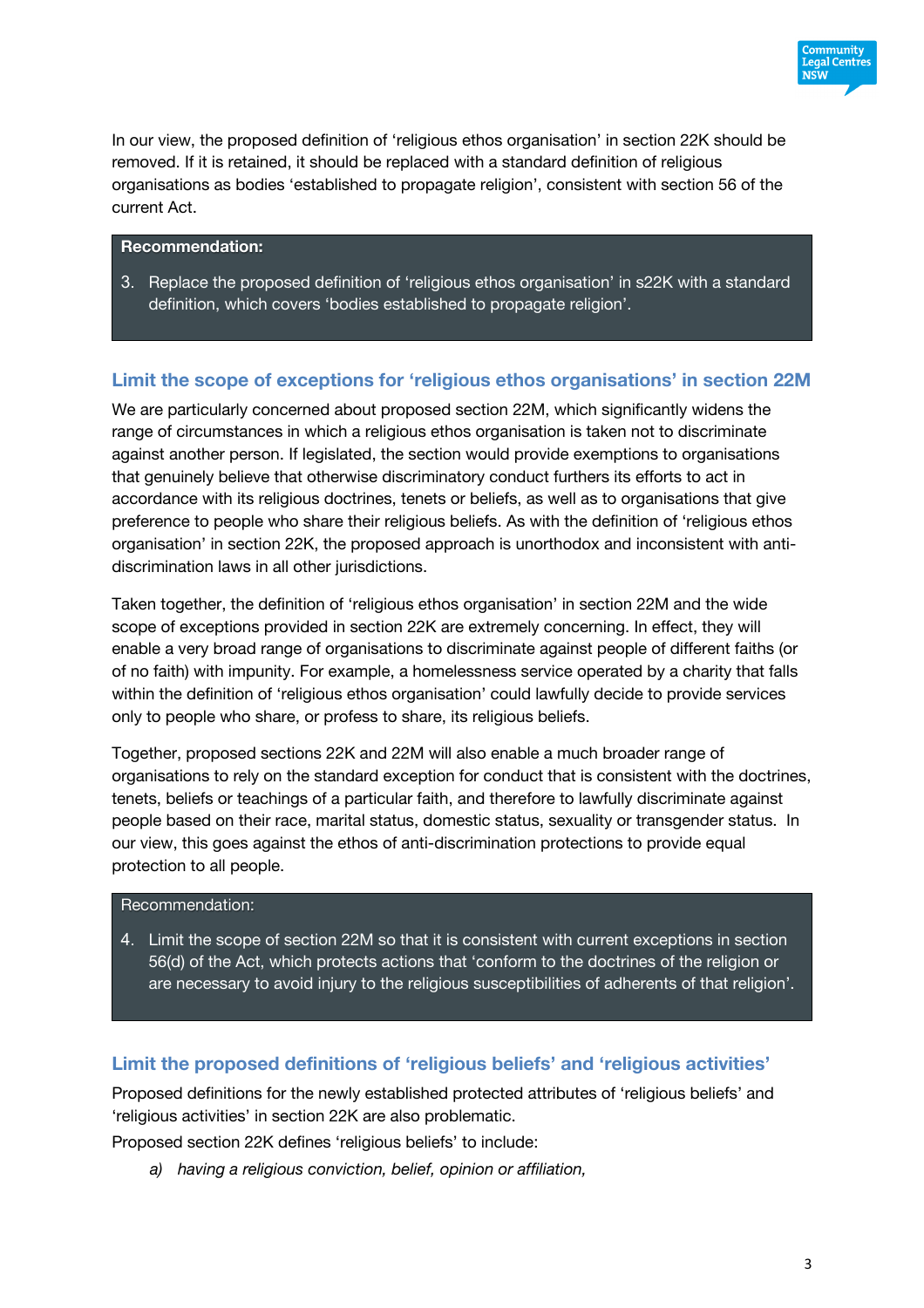In our view, the proposed definition of 'religious ethos organisation' in section 22K should be removed. If it is retained, it should be replaced with a standard definition of religious organisations as bodies 'established to propagate religion', consistent with section 56 of the current Act.

> **Recommendation:**
>
> 3. Replace the proposed definition of 'religious ethos organisation' in s22K with a standard definition, which covers 'bodies established to propagate religion'.

## Limit the scope of exceptions for 'religious ethos organisations' in section 22M

We are particularly concerned about proposed section 22M, which significantly widens the range of circumstances in which a religious ethos organisation is taken not to discriminate against another person. If legislated, the section would provide exemptions to organisations that genuinely believe that otherwise discriminatory conduct furthers its efforts to act in accordance with its religious doctrines, tenets or beliefs, as well as to organisations that give preference to people who share their religious beliefs. As with the definition of 'religious ethos organisation' in section 22K, the proposed approach is unorthodox and inconsistent with anti-discrimination laws in all other jurisdictions.

Taken together, the definition of 'religious ethos organisation' in section 22M and the wide scope of exceptions provided in section 22K are extremely concerning. In effect, they will enable a very broad range of organisations to discriminate against people of different faiths (or of no faith) with impunity. For example, a homelessness service operated by a charity that falls within the definition of 'religious ethos organisation' could lawfully decide to provide services only to people who share, or profess to share, its religious beliefs.

Together, proposed sections 22K and 22M will also enable a much broader range of organisations to rely on the standard exception for conduct that is consistent with the doctrines, tenets, beliefs or teachings of a particular faith, and therefore to lawfully discriminate against people based on their race, marital status, domestic status, sexuality or transgender status. In our view, this goes against the ethos of anti-discrimination protections to provide equal protection to all people.

> Recommendation:
>
> 4. Limit the scope of section 22M so that it is consistent with current exceptions in section 56(d) of the Act, which protects actions that 'conform to the doctrines of the religion or are necessary to avoid injury to the religious susceptibilities of adherents of that religion'.

## Limit the proposed definitions of 'religious beliefs' and 'religious activities'

Proposed definitions for the newly established protected attributes of 'religious beliefs' and 'religious activities' in section 22K are also problematic.

Proposed section 22K defines 'religious beliefs' to include:

a) *having a religious conviction, belief, opinion or affiliation,*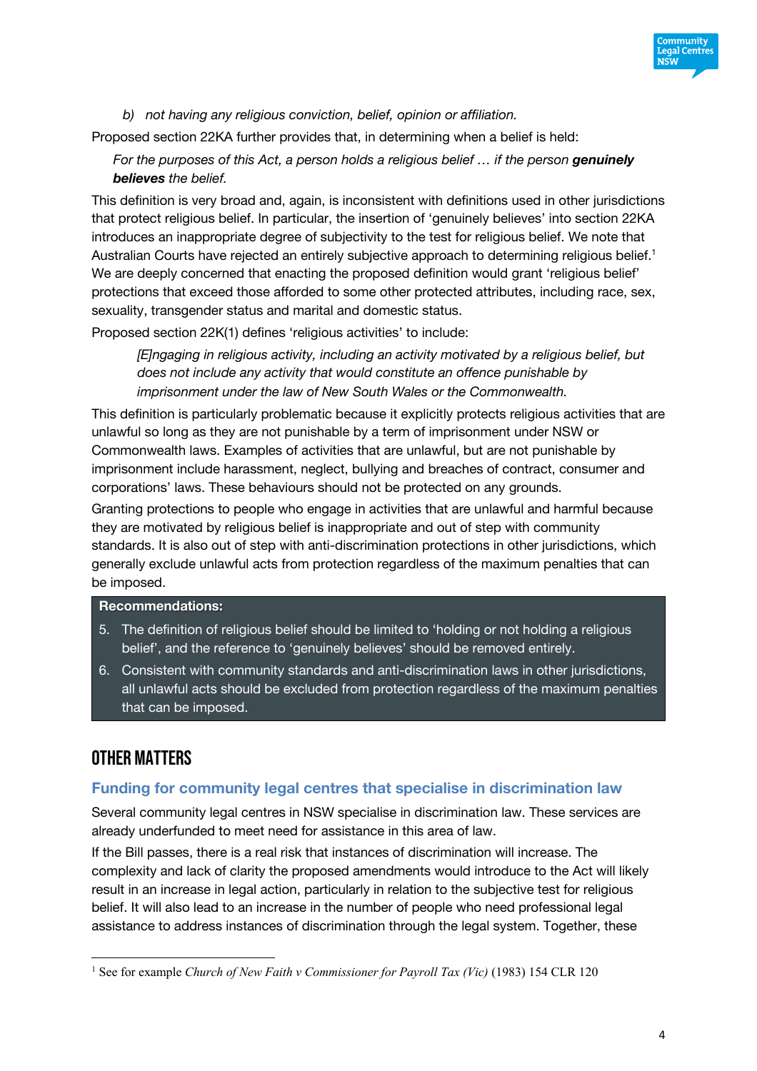b) *not having any religious conviction, belief, opinion or affiliation.*

Proposed section 22KA further provides that, in determining when a belief is held:

> *For the purposes of this Act, a person holds a religious belief … if the person* ***genuinely believes*** *the belief.*

This definition is very broad and, again, is inconsistent with definitions used in other jurisdictions that protect religious belief. In particular, the insertion of 'genuinely believes' into section 22KA introduces an inappropriate degree of subjectivity to the test for religious belief. We note that Australian Courts have rejected an entirely subjective approach to determining religious belief.[1] We are deeply concerned that enacting the proposed definition would grant 'religious belief' protections that exceed those afforded to some other protected attributes, including race, sex, sexuality, transgender status and marital and domestic status.

Proposed section 22K(1) defines 'religious activities' to include:

> *[E]ngaging in religious activity, including an activity motivated by a religious belief, but does not include any activity that would constitute an offence punishable by imprisonment under the law of New South Wales or the Commonwealth.*

This definition is particularly problematic because it explicitly protects religious activities that are unlawful so long as they are not punishable by a term of imprisonment under NSW or Commonwealth laws. Examples of activities that are unlawful, but are not punishable by imprisonment include harassment, neglect, bullying and breaches of contract, consumer and corporations' laws. These behaviours should not be protected on any grounds.

Granting protections to people who engage in activities that are unlawful and harmful because they are motivated by religious belief is inappropriate and out of step with community standards. It is also out of step with anti-discrimination protections in other jurisdictions, which generally exclude unlawful acts from protection regardless of the maximum penalties that can be imposed.

**Recommendations:**

5. The definition of religious belief should be limited to 'holding or not holding a religious belief', and the reference to 'genuinely believes' should be removed entirely.
6. Consistent with community standards and anti-discrimination laws in other jurisdictions, all unlawful acts should be excluded from protection regardless of the maximum penalties that can be imposed.

# OTHER MATTERS

## Funding for community legal centres that specialise in discrimination law

Several community legal centres in NSW specialise in discrimination law. These services are already underfunded to meet need for assistance in this area of law.

If the Bill passes, there is a real risk that instances of discrimination will increase. The complexity and lack of clarity the proposed amendments would introduce to the Act will likely result in an increase in legal action, particularly in relation to the subjective test for religious belief. It will also lead to an increase in the number of people who need professional legal assistance to address instances of discrimination through the legal system. Together, these

---

[1] See for example *Church of New Faith v Commissioner for Payroll Tax (Vic)* (1983) 154 CLR 120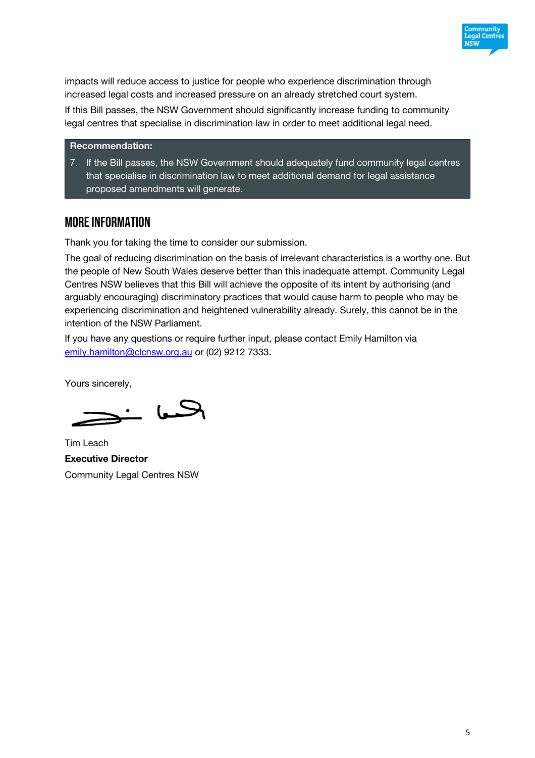impacts will reduce access to justice for people who experience discrimination through increased legal costs and increased pressure on an already stretched court system.

If this Bill passes, the NSW Government should significantly increase funding to community legal centres that specialise in discrimination law in order to meet additional legal need.

> **Recommendation:**
>
> 7. If the Bill passes, the NSW Government should adequately fund community legal centres that specialise in discrimination law to meet additional demand for legal assistance proposed amendments will generate.

## MORE INFORMATION

Thank you for taking the time to consider our submission.

The goal of reducing discrimination on the basis of irrelevant characteristics is a worthy one. But the people of New South Wales deserve better than this inadequate attempt. Community Legal Centres NSW believes that this Bill will achieve the opposite of its intent by authorising (and arguably encouraging) discriminatory practices that would cause harm to people who may be experiencing discrimination and heightened vulnerability already. Surely, this cannot be in the intention of the NSW Parliament.

If you have any questions or require further input, please contact Emily Hamilton via emily.hamilton@clcnsw.org.au or (02) 9212 7333.

Yours sincerely,

Tim Leach
**Executive Director**
Community Legal Centres NSW